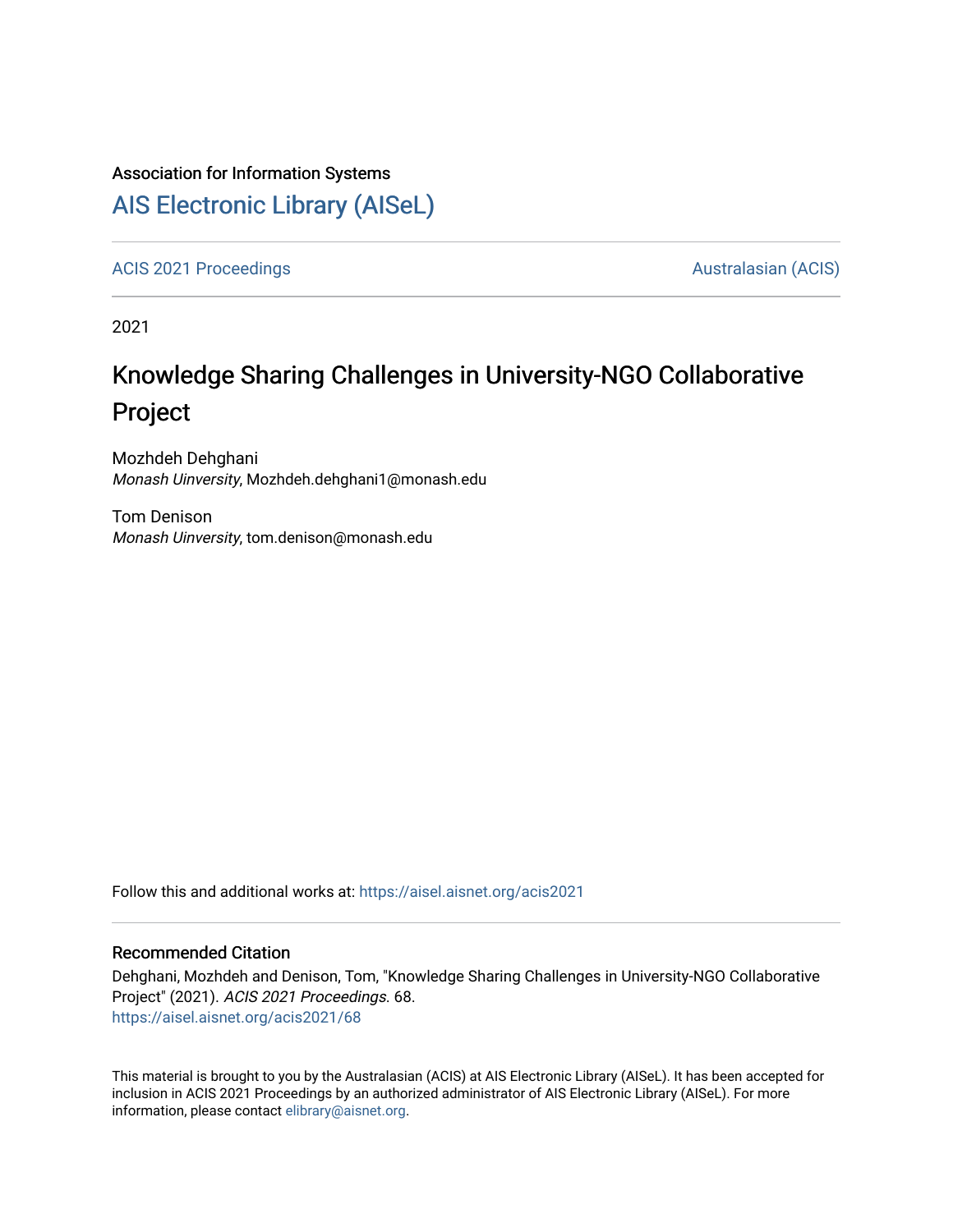Association for Information Systems

# AIS Electronic Library (AISeL)

ACIS 2021 Proceedings | Australasian (ACIS)

2021

# Knowledge Sharing Challenges in University-NGO Collaborative Project

Mozhdeh Dehghani
*Monash Uinversity*, Mozhdeh.dehghani1@monash.edu

Tom Denison
*Monash Uinversity*, tom.denison@monash.edu

Follow this and additional works at: https://aisel.aisnet.org/acis2021

## Recommended Citation

Dehghani, Mozhdeh and Denison, Tom, "Knowledge Sharing Challenges in University-NGO Collaborative Project" (2021). *ACIS 2021 Proceedings*. 68.
https://aisel.aisnet.org/acis2021/68

This material is brought to you by the Australasian (ACIS) at AIS Electronic Library (AISeL). It has been accepted for inclusion in ACIS 2021 Proceedings by an authorized administrator of AIS Electronic Library (AISeL). For more information, please contact elibrary@aisnet.org.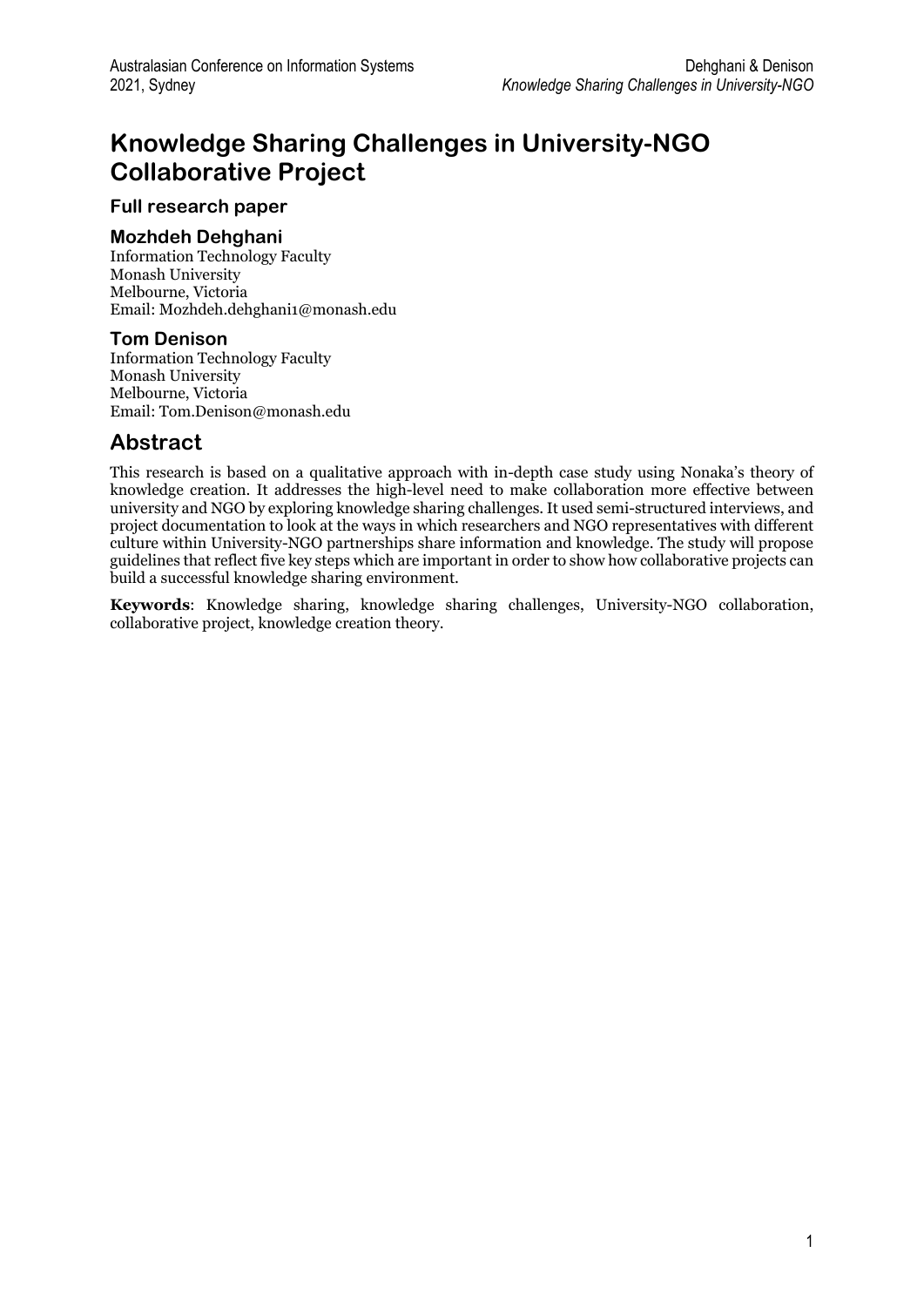# Knowledge Sharing Challenges in University-NGO Collaborative Project

### Full research paper

### Mozhdeh Dehghani

Information Technology Faculty
Monash University
Melbourne, Victoria
Email: Mozhdeh.dehghani1@monash.edu

### Tom Denison

Information Technology Faculty
Monash University
Melbourne, Victoria
Email: Tom.Denison@monash.edu

## Abstract

This research is based on a qualitative approach with in-depth case study using Nonaka's theory of knowledge creation. It addresses the high-level need to make collaboration more effective between university and NGO by exploring knowledge sharing challenges. It used semi-structured interviews, and project documentation to look at the ways in which researchers and NGO representatives with different culture within University-NGO partnerships share information and knowledge. The study will propose guidelines that reflect five key steps which are important in order to show how collaborative projects can build a successful knowledge sharing environment.

**Keywords**: Knowledge sharing, knowledge sharing challenges, University-NGO collaboration, collaborative project, knowledge creation theory.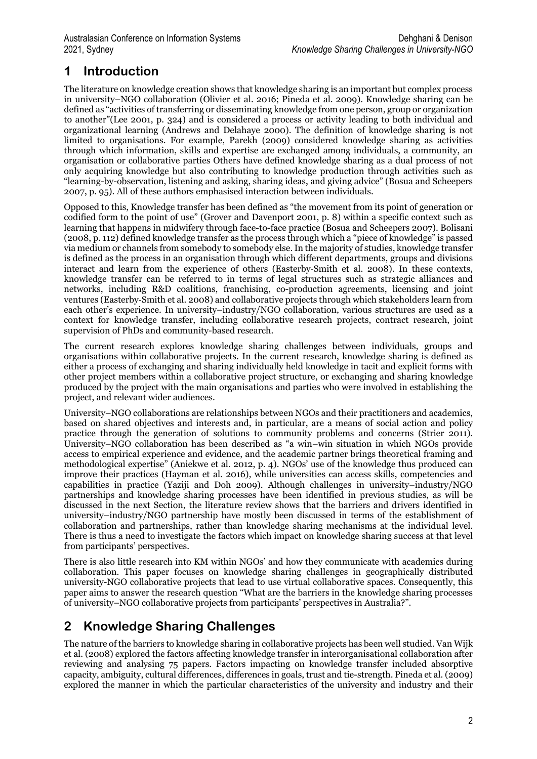## 1 Introduction

The literature on knowledge creation shows that knowledge sharing is an important but complex process in university–NGO collaboration (Olivier et al. 2016; Pineda et al. 2009). Knowledge sharing can be defined as "activities of transferring or disseminating knowledge from one person, group or organization to another"(Lee 2001, p. 324) and is considered a process or activity leading to both individual and organizational learning (Andrews and Delahaye 2000). The definition of knowledge sharing is not limited to organisations. For example, Parekh (2009) considered knowledge sharing as activities through which information, skills and expertise are exchanged among individuals, a community, an organisation or collaborative parties Others have defined knowledge sharing as a dual process of not only acquiring knowledge but also contributing to knowledge production through activities such as "learning-by-observation, listening and asking, sharing ideas, and giving advice" (Bosua and Scheepers 2007, p. 95). All of these authors emphasised interaction between individuals.

Opposed to this, Knowledge transfer has been defined as "the movement from its point of generation or codified form to the point of use" (Grover and Davenport 2001, p. 8) within a specific context such as learning that happens in midwifery through face-to-face practice (Bosua and Scheepers 2007). Bolisani (2008, p. 112) defined knowledge transfer as the process through which a "piece of knowledge" is passed via medium or channels from somebody to somebody else. In the majority of studies, knowledge transfer is defined as the process in an organisation through which different departments, groups and divisions interact and learn from the experience of others (Easterby-Smith et al. 2008). In these contexts, knowledge transfer can be referred to in terms of legal structures such as strategic alliances and networks, including R&D coalitions, franchising, co-production agreements, licensing and joint ventures (Easterby-Smith et al. 2008) and collaborative projects through which stakeholders learn from each other's experience. In university–industry/NGO collaboration, various structures are used as a context for knowledge transfer, including collaborative research projects, contract research, joint supervision of PhDs and community-based research.

The current research explores knowledge sharing challenges between individuals, groups and organisations within collaborative projects. In the current research, knowledge sharing is defined as either a process of exchanging and sharing individually held knowledge in tacit and explicit forms with other project members within a collaborative project structure, or exchanging and sharing knowledge produced by the project with the main organisations and parties who were involved in establishing the project, and relevant wider audiences.

University–NGO collaborations are relationships between NGOs and their practitioners and academics, based on shared objectives and interests and, in particular, are a means of social action and policy practice through the generation of solutions to community problems and concerns (Strier 2011). University–NGO collaboration has been described as "a win–win situation in which NGOs provide access to empirical experience and evidence, and the academic partner brings theoretical framing and methodological expertise" (Aniekwe et al. 2012, p. 4). NGOs' use of the knowledge thus produced can improve their practices (Hayman et al. 2016), while universities can access skills, competencies and capabilities in practice (Yaziji and Doh 2009). Although challenges in university–industry/NGO partnerships and knowledge sharing processes have been identified in previous studies, as will be discussed in the next Section, the literature review shows that the barriers and drivers identified in university–industry/NGO partnership have mostly been discussed in terms of the establishment of collaboration and partnerships, rather than knowledge sharing mechanisms at the individual level. There is thus a need to investigate the factors which impact on knowledge sharing success at that level from participants' perspectives.

There is also little research into KM within NGOs' and how they communicate with academics during collaboration. This paper focuses on knowledge sharing challenges in geographically distributed university-NGO collaborative projects that lead to use virtual collaborative spaces. Consequently, this paper aims to answer the research question "What are the barriers in the knowledge sharing processes of university–NGO collaborative projects from participants' perspectives in Australia?".

## 2 Knowledge Sharing Challenges

The nature of the barriers to knowledge sharing in collaborative projects has been well studied. Van Wijk et al. (2008) explored the factors affecting knowledge transfer in interorganisational collaboration after reviewing and analysing 75 papers. Factors impacting on knowledge transfer included absorptive capacity, ambiguity, cultural differences, differences in goals, trust and tie-strength. Pineda et al. (2009) explored the manner in which the particular characteristics of the university and industry and their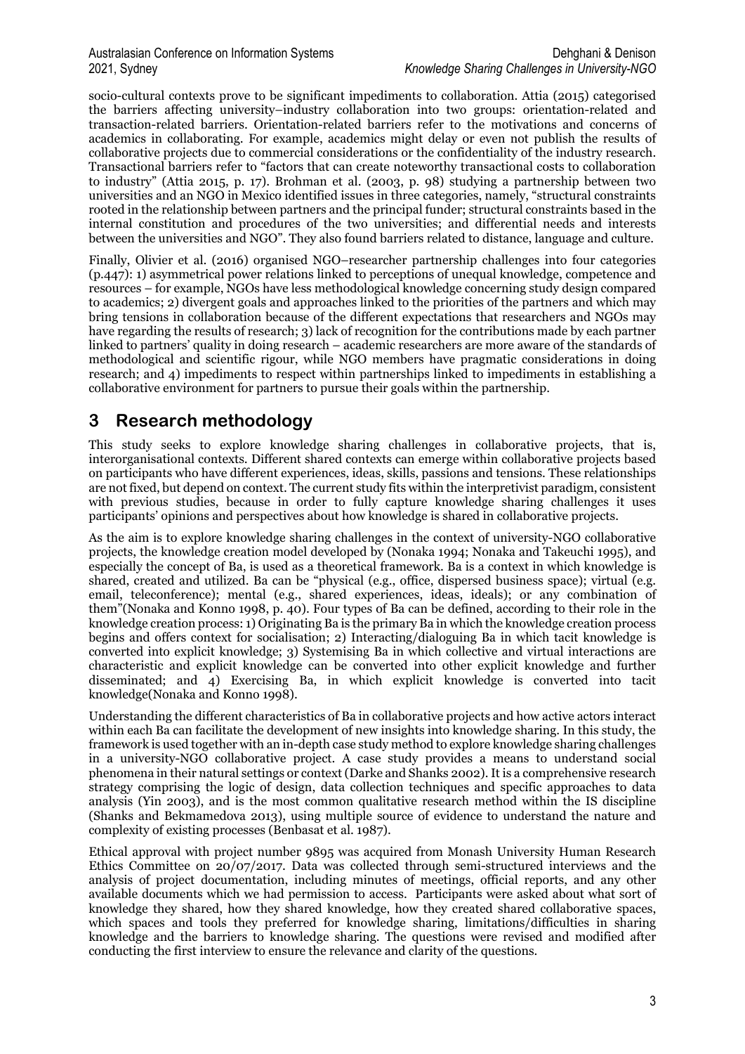socio-cultural contexts prove to be significant impediments to collaboration. Attia (2015) categorised the barriers affecting university–industry collaboration into two groups: orientation-related and transaction-related barriers. Orientation-related barriers refer to the motivations and concerns of academics in collaborating. For example, academics might delay or even not publish the results of collaborative projects due to commercial considerations or the confidentiality of the industry research. Transactional barriers refer to "factors that can create noteworthy transactional costs to collaboration to industry" (Attia 2015, p. 17). Brohman et al. (2003, p. 98) studying a partnership between two universities and an NGO in Mexico identified issues in three categories, namely, "structural constraints rooted in the relationship between partners and the principal funder; structural constraints based in the internal constitution and procedures of the two universities; and differential needs and interests between the universities and NGO". They also found barriers related to distance, language and culture.

Finally, Olivier et al. (2016) organised NGO–researcher partnership challenges into four categories (p.447): 1) asymmetrical power relations linked to perceptions of unequal knowledge, competence and resources – for example, NGOs have less methodological knowledge concerning study design compared to academics; 2) divergent goals and approaches linked to the priorities of the partners and which may bring tensions in collaboration because of the different expectations that researchers and NGOs may have regarding the results of research; 3) lack of recognition for the contributions made by each partner linked to partners' quality in doing research – academic researchers are more aware of the standards of methodological and scientific rigour, while NGO members have pragmatic considerations in doing research; and 4) impediments to respect within partnerships linked to impediments in establishing a collaborative environment for partners to pursue their goals within the partnership.

## 3 Research methodology

This study seeks to explore knowledge sharing challenges in collaborative projects, that is, interorganisational contexts. Different shared contexts can emerge within collaborative projects based on participants who have different experiences, ideas, skills, passions and tensions. These relationships are not fixed, but depend on context. The current study fits within the interpretivist paradigm, consistent with previous studies, because in order to fully capture knowledge sharing challenges it uses participants' opinions and perspectives about how knowledge is shared in collaborative projects.

As the aim is to explore knowledge sharing challenges in the context of university-NGO collaborative projects, the knowledge creation model developed by (Nonaka 1994; Nonaka and Takeuchi 1995), and especially the concept of Ba, is used as a theoretical framework. Ba is a context in which knowledge is shared, created and utilized. Ba can be "physical (e.g., office, dispersed business space); virtual (e.g. email, teleconference); mental (e.g., shared experiences, ideas, ideals); or any combination of them"(Nonaka and Konno 1998, p. 40). Four types of Ba can be defined, according to their role in the knowledge creation process: 1) Originating Ba is the primary Ba in which the knowledge creation process begins and offers context for socialisation; 2) Interacting/dialoguing Ba in which tacit knowledge is converted into explicit knowledge; 3) Systemising Ba in which collective and virtual interactions are characteristic and explicit knowledge can be converted into other explicit knowledge and further disseminated; and 4) Exercising Ba, in which explicit knowledge is converted into tacit knowledge(Nonaka and Konno 1998).

Understanding the different characteristics of Ba in collaborative projects and how active actors interact within each Ba can facilitate the development of new insights into knowledge sharing. In this study, the framework is used together with an in-depth case study method to explore knowledge sharing challenges in a university-NGO collaborative project. A case study provides a means to understand social phenomena in their natural settings or context (Darke and Shanks 2002). It is a comprehensive research strategy comprising the logic of design, data collection techniques and specific approaches to data analysis (Yin 2003), and is the most common qualitative research method within the IS discipline (Shanks and Bekmamedova 2013), using multiple source of evidence to understand the nature and complexity of existing processes (Benbasat et al. 1987).

Ethical approval with project number 9895 was acquired from Monash University Human Research Ethics Committee on 20/07/2017. Data was collected through semi-structured interviews and the analysis of project documentation, including minutes of meetings, official reports, and any other available documents which we had permission to access. Participants were asked about what sort of knowledge they shared, how they shared knowledge, how they created shared collaborative spaces, which spaces and tools they preferred for knowledge sharing, limitations/difficulties in sharing knowledge and the barriers to knowledge sharing. The questions were revised and modified after conducting the first interview to ensure the relevance and clarity of the questions.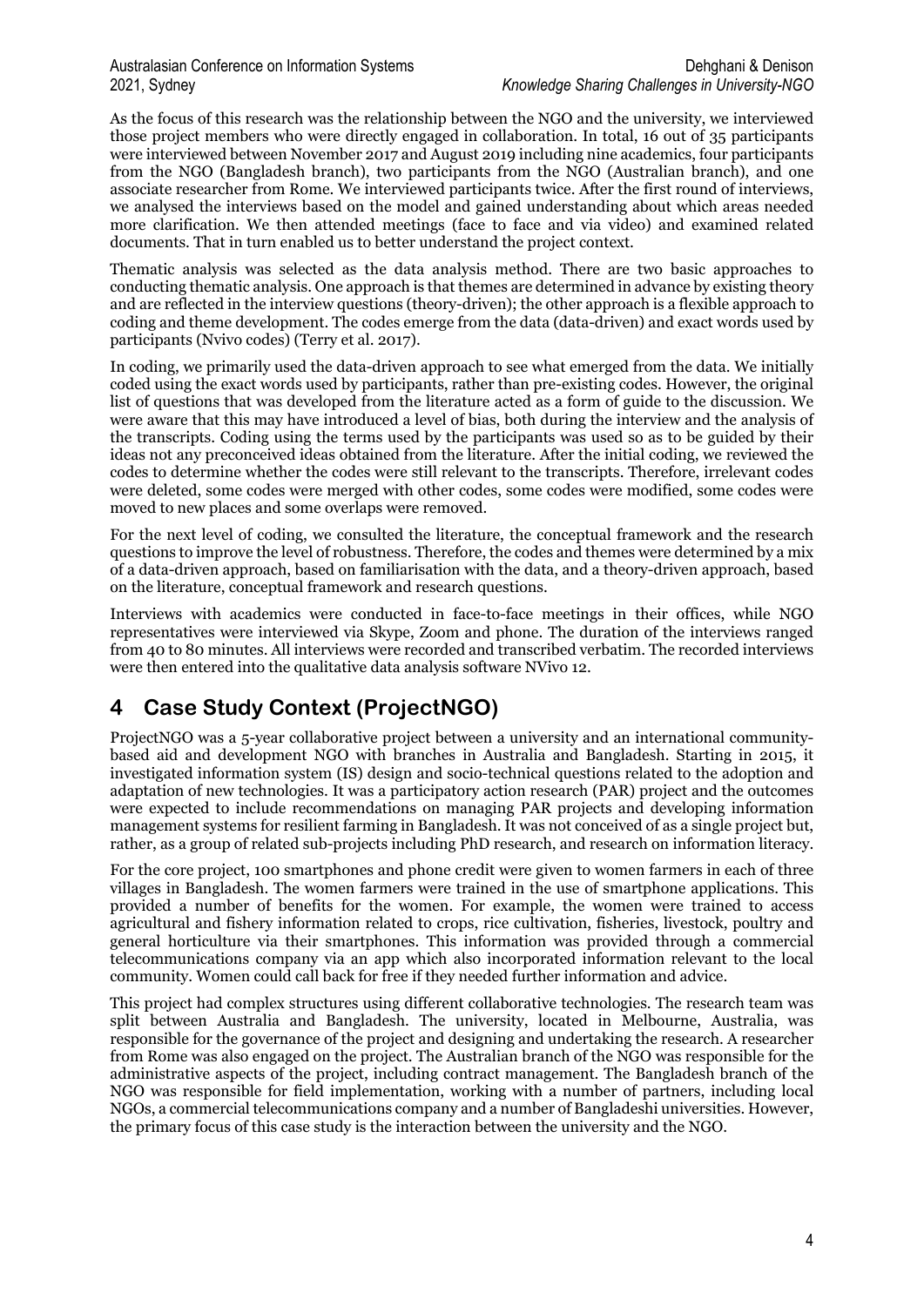As the focus of this research was the relationship between the NGO and the university, we interviewed those project members who were directly engaged in collaboration. In total, 16 out of 35 participants were interviewed between November 2017 and August 2019 including nine academics, four participants from the NGO (Bangladesh branch), two participants from the NGO (Australian branch), and one associate researcher from Rome. We interviewed participants twice. After the first round of interviews, we analysed the interviews based on the model and gained understanding about which areas needed more clarification. We then attended meetings (face to face and via video) and examined related documents. That in turn enabled us to better understand the project context.

Thematic analysis was selected as the data analysis method. There are two basic approaches to conducting thematic analysis. One approach is that themes are determined in advance by existing theory and are reflected in the interview questions (theory-driven); the other approach is a flexible approach to coding and theme development. The codes emerge from the data (data-driven) and exact words used by participants (Nvivo codes) (Terry et al. 2017).

In coding, we primarily used the data-driven approach to see what emerged from the data. We initially coded using the exact words used by participants, rather than pre-existing codes. However, the original list of questions that was developed from the literature acted as a form of guide to the discussion. We were aware that this may have introduced a level of bias, both during the interview and the analysis of the transcripts. Coding using the terms used by the participants was used so as to be guided by their ideas not any preconceived ideas obtained from the literature. After the initial coding, we reviewed the codes to determine whether the codes were still relevant to the transcripts. Therefore, irrelevant codes were deleted, some codes were merged with other codes, some codes were modified, some codes were moved to new places and some overlaps were removed.

For the next level of coding, we consulted the literature, the conceptual framework and the research questions to improve the level of robustness. Therefore, the codes and themes were determined by a mix of a data-driven approach, based on familiarisation with the data, and a theory-driven approach, based on the literature, conceptual framework and research questions.

Interviews with academics were conducted in face-to-face meetings in their offices, while NGO representatives were interviewed via Skype, Zoom and phone. The duration of the interviews ranged from 40 to 80 minutes. All interviews were recorded and transcribed verbatim. The recorded interviews were then entered into the qualitative data analysis software NVivo 12.

# 4 Case Study Context (ProjectNGO)

ProjectNGO was a 5-year collaborative project between a university and an international community-based aid and development NGO with branches in Australia and Bangladesh. Starting in 2015, it investigated information system (IS) design and socio-technical questions related to the adoption and adaptation of new technologies. It was a participatory action research (PAR) project and the outcomes were expected to include recommendations on managing PAR projects and developing information management systems for resilient farming in Bangladesh. It was not conceived of as a single project but, rather, as a group of related sub-projects including PhD research, and research on information literacy.

For the core project, 100 smartphones and phone credit were given to women farmers in each of three villages in Bangladesh. The women farmers were trained in the use of smartphone applications. This provided a number of benefits for the women. For example, the women were trained to access agricultural and fishery information related to crops, rice cultivation, fisheries, livestock, poultry and general horticulture via their smartphones. This information was provided through a commercial telecommunications company via an app which also incorporated information relevant to the local community. Women could call back for free if they needed further information and advice.

This project had complex structures using different collaborative technologies. The research team was split between Australia and Bangladesh. The university, located in Melbourne, Australia, was responsible for the governance of the project and designing and undertaking the research. A researcher from Rome was also engaged on the project. The Australian branch of the NGO was responsible for the administrative aspects of the project, including contract management. The Bangladesh branch of the NGO was responsible for field implementation, working with a number of partners, including local NGOs, a commercial telecommunications company and a number of Bangladeshi universities. However, the primary focus of this case study is the interaction between the university and the NGO.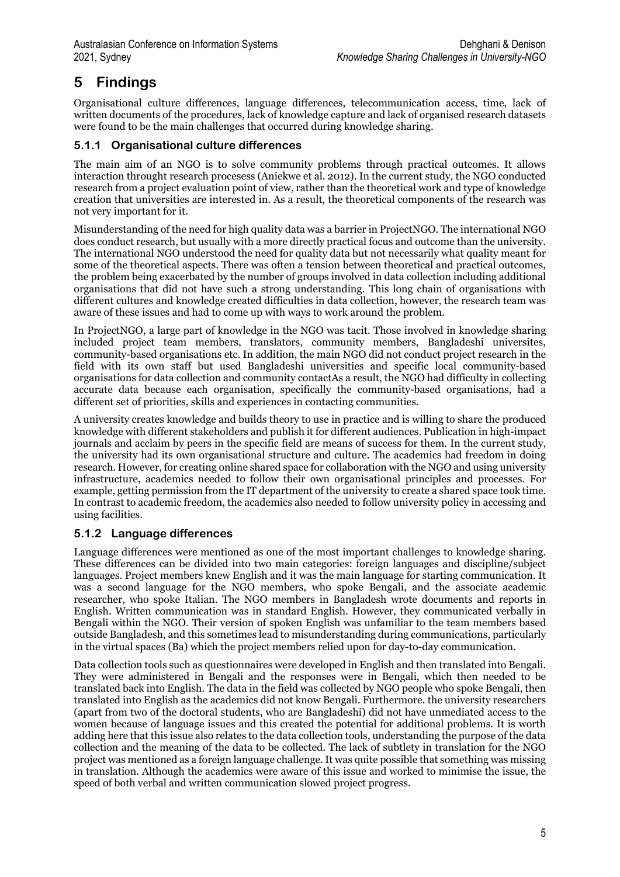# 5 Findings

Organisational culture differences, language differences, telecommunication access, time, lack of written documents of the procedures, lack of knowledge capture and lack of organised research datasets were found to be the main challenges that occurred during knowledge sharing.

### 5.1.1 Organisational culture differences

The main aim of an NGO is to solve community problems through practical outcomes. It allows interaction throught research procesess (Aniekwe et al. 2012). In the current study, the NGO conducted research from a project evaluation point of view, rather than the theoretical work and type of knowledge creation that universities are interested in. As a result, the theoretical components of the research was not very important for it.

Misunderstanding of the need for high quality data was a barrier in ProjectNGO. The international NGO does conduct research, but usually with a more directly practical focus and outcome than the university. The international NGO understood the need for quality data but not necessarily what quality meant for some of the theoretical aspects. There was often a tension between theoretical and practical outcomes, the problem being exacerbated by the number of groups involved in data collection including additional organisations that did not have such a strong understanding. This long chain of organisations with different cultures and knowledge created difficulties in data collection, however, the research team was aware of these issues and had to come up with ways to work around the problem.

In ProjectNGO, a large part of knowledge in the NGO was tacit. Those involved in knowledge sharing included project team members, translators, community members, Bangladeshi universites, community-based organisations etc. In addition, the main NGO did not conduct project research in the field with its own staff but used Bangladeshi universities and specific local community-based organisations for data collection and community contactAs a result, the NGO had difficulty in collecting accurate data because each organisation, specifically the community-based organisations, had a different set of priorities, skills and experiences in contacting communities.

A university creates knowledge and builds theory to use in practice and is willing to share the produced knowledge with different stakeholders and publish it for different audiences. Publication in high-impact journals and acclaim by peers in the specific field are means of success for them. In the current study, the university had its own organisational structure and culture. The academics had freedom in doing research. However, for creating online shared space for collaboration with the NGO and using university infrastructure, academics needed to follow their own organisational principles and processes. For example, getting permission from the IT department of the university to create a shared space took time. In contrast to academic freedom, the academics also needed to follow university policy in accessing and using facilities.

### 5.1.2 Language differences

Language differences were mentioned as one of the most important challenges to knowledge sharing. These differences can be divided into two main categories: foreign languages and discipline/subject languages. Project members knew English and it was the main language for starting communication. It was a second language for the NGO members, who spoke Bengali, and the associate academic researcher, who spoke Italian. The NGO members in Bangladesh wrote documents and reports in English. Written communication was in standard English. However, they communicated verbally in Bengali within the NGO. Their version of spoken English was unfamiliar to the team members based outside Bangladesh, and this sometimes lead to misunderstanding during communications, particularly in the virtual spaces (Ba) which the project members relied upon for day-to-day communication.

Data collection tools such as questionnaires were developed in English and then translated into Bengali. They were administered in Bengali and the responses were in Bengali, which then needed to be translated back into English. The data in the field was collected by NGO people who spoke Bengali, then translated into English as the academics did not know Bengali. Furthermore. the university researchers (apart from two of the doctoral students, who are Bangladeshi) did not have unmediated access to the women because of language issues and this created the potential for additional problems. It is worth adding here that this issue also relates to the data collection tools, understanding the purpose of the data collection and the meaning of the data to be collected. The lack of subtlety in translation for the NGO project was mentioned as a foreign language challenge. It was quite possible that something was missing in translation. Although the academics were aware of this issue and worked to minimise the issue, the speed of both verbal and written communication slowed project progress.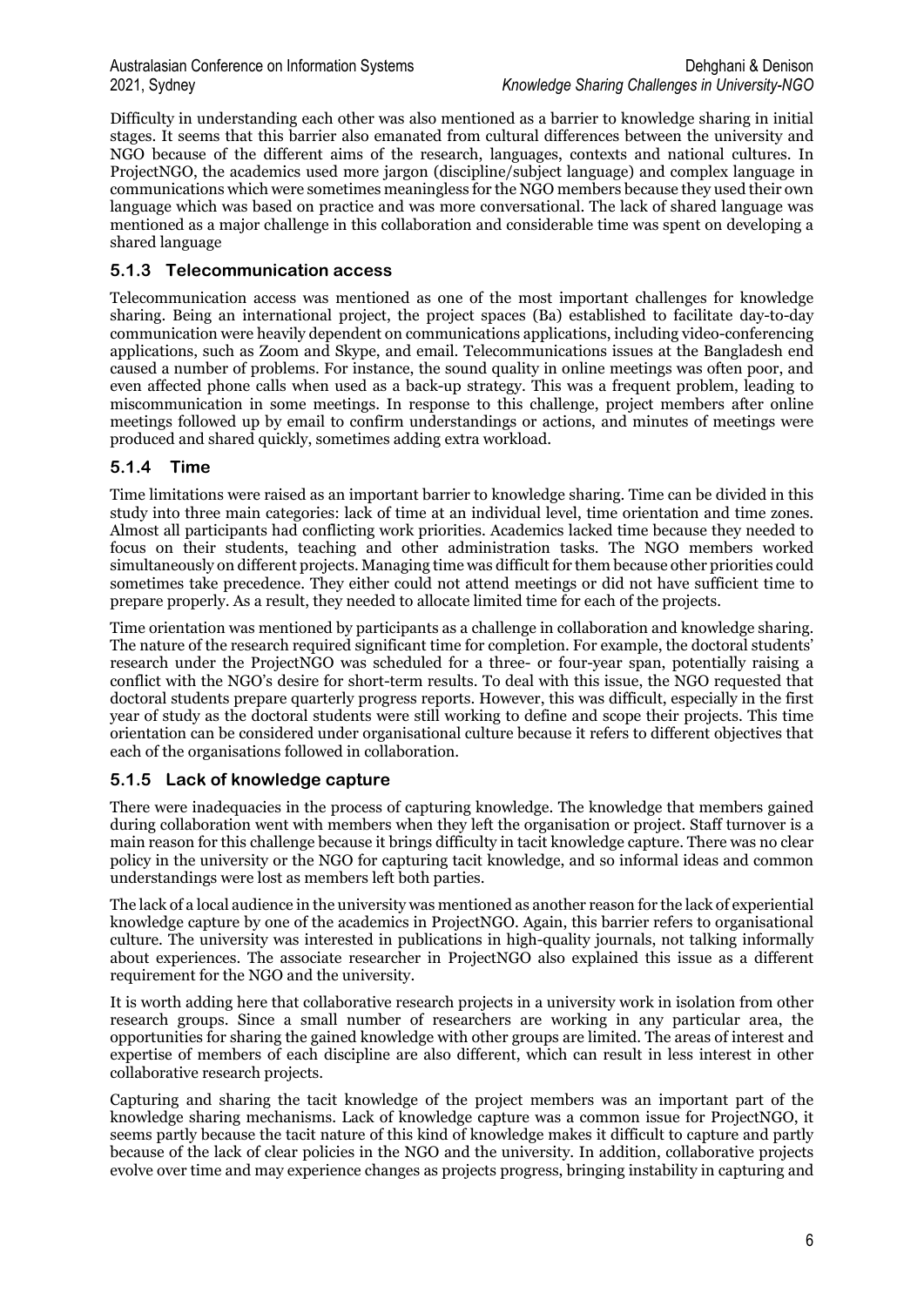Difficulty in understanding each other was also mentioned as a barrier to knowledge sharing in initial stages. It seems that this barrier also emanated from cultural differences between the university and NGO because of the different aims of the research, languages, contexts and national cultures. In ProjectNGO, the academics used more jargon (discipline/subject language) and complex language in communications which were sometimes meaningless for the NGO members because they used their own language which was based on practice and was more conversational. The lack of shared language was mentioned as a major challenge in this collaboration and considerable time was spent on developing a shared language

### 5.1.3 Telecommunication access

Telecommunication access was mentioned as one of the most important challenges for knowledge sharing. Being an international project, the project spaces (Ba) established to facilitate day-to-day communication were heavily dependent on communications applications, including video-conferencing applications, such as Zoom and Skype, and email. Telecommunications issues at the Bangladesh end caused a number of problems. For instance, the sound quality in online meetings was often poor, and even affected phone calls when used as a back-up strategy. This was a frequent problem, leading to miscommunication in some meetings. In response to this challenge, project members after online meetings followed up by email to confirm understandings or actions, and minutes of meetings were produced and shared quickly, sometimes adding extra workload.

### 5.1.4 Time

Time limitations were raised as an important barrier to knowledge sharing. Time can be divided in this study into three main categories: lack of time at an individual level, time orientation and time zones. Almost all participants had conflicting work priorities. Academics lacked time because they needed to focus on their students, teaching and other administration tasks. The NGO members worked simultaneously on different projects. Managing time was difficult for them because other priorities could sometimes take precedence. They either could not attend meetings or did not have sufficient time to prepare properly. As a result, they needed to allocate limited time for each of the projects.

Time orientation was mentioned by participants as a challenge in collaboration and knowledge sharing. The nature of the research required significant time for completion. For example, the doctoral students' research under the ProjectNGO was scheduled for a three- or four-year span, potentially raising a conflict with the NGO's desire for short-term results. To deal with this issue, the NGO requested that doctoral students prepare quarterly progress reports. However, this was difficult, especially in the first year of study as the doctoral students were still working to define and scope their projects. This time orientation can be considered under organisational culture because it refers to different objectives that each of the organisations followed in collaboration.

### 5.1.5 Lack of knowledge capture

There were inadequacies in the process of capturing knowledge. The knowledge that members gained during collaboration went with members when they left the organisation or project. Staff turnover is a main reason for this challenge because it brings difficulty in tacit knowledge capture. There was no clear policy in the university or the NGO for capturing tacit knowledge, and so informal ideas and common understandings were lost as members left both parties.

The lack of a local audience in the university was mentioned as another reason for the lack of experiential knowledge capture by one of the academics in ProjectNGO. Again, this barrier refers to organisational culture. The university was interested in publications in high-quality journals, not talking informally about experiences. The associate researcher in ProjectNGO also explained this issue as a different requirement for the NGO and the university.

It is worth adding here that collaborative research projects in a university work in isolation from other research groups. Since a small number of researchers are working in any particular area, the opportunities for sharing the gained knowledge with other groups are limited. The areas of interest and expertise of members of each discipline are also different, which can result in less interest in other collaborative research projects.

Capturing and sharing the tacit knowledge of the project members was an important part of the knowledge sharing mechanisms. Lack of knowledge capture was a common issue for ProjectNGO, it seems partly because the tacit nature of this kind of knowledge makes it difficult to capture and partly because of the lack of clear policies in the NGO and the university. In addition, collaborative projects evolve over time and may experience changes as projects progress, bringing instability in capturing and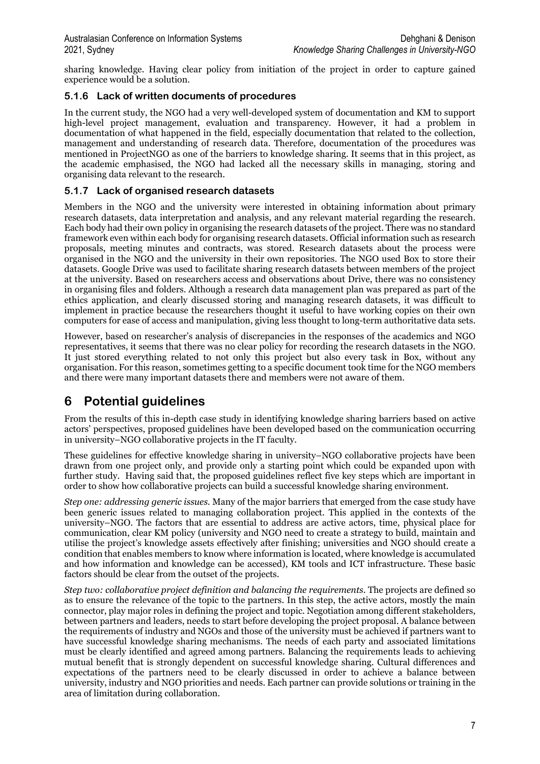sharing knowledge. Having clear policy from initiation of the project in order to capture gained experience would be a solution.

### 5.1.6 Lack of written documents of procedures

In the current study, the NGO had a very well-developed system of documentation and KM to support high-level project management, evaluation and transparency. However, it had a problem in documentation of what happened in the field, especially documentation that related to the collection, management and understanding of research data. Therefore, documentation of the procedures was mentioned in ProjectNGO as one of the barriers to knowledge sharing. It seems that in this project, as the academic emphasised, the NGO had lacked all the necessary skills in managing, storing and organising data relevant to the research.

### 5.1.7 Lack of organised research datasets

Members in the NGO and the university were interested in obtaining information about primary research datasets, data interpretation and analysis, and any relevant material regarding the research. Each body had their own policy in organising the research datasets of the project. There was no standard framework even within each body for organising research datasets. Official information such as research proposals, meeting minutes and contracts, was stored. Research datasets about the process were organised in the NGO and the university in their own repositories. The NGO used Box to store their datasets. Google Drive was used to facilitate sharing research datasets between members of the project at the university. Based on researchers access and observations about Drive, there was no consistency in organising files and folders. Although a research data management plan was prepared as part of the ethics application, and clearly discussed storing and managing research datasets, it was difficult to implement in practice because the researchers thought it useful to have working copies on their own computers for ease of access and manipulation, giving less thought to long-term authoritative data sets.

However, based on researcher's analysis of discrepancies in the responses of the academics and NGO representatives, it seems that there was no clear policy for recording the research datasets in the NGO. It just stored everything related to not only this project but also every task in Box, without any organisation. For this reason, sometimes getting to a specific document took time for the NGO members and there were many important datasets there and members were not aware of them.

# 6 Potential guidelines

From the results of this in-depth case study in identifying knowledge sharing barriers based on active actors' perspectives, proposed guidelines have been developed based on the communication occurring in university–NGO collaborative projects in the IT faculty.

These guidelines for effective knowledge sharing in university–NGO collaborative projects have been drawn from one project only, and provide only a starting point which could be expanded upon with further study. Having said that, the proposed guidelines reflect five key steps which are important in order to show how collaborative projects can build a successful knowledge sharing environment.

*Step one: addressing generic issues.* Many of the major barriers that emerged from the case study have been generic issues related to managing collaboration project. This applied in the contexts of the university–NGO. The factors that are essential to address are active actors, time, physical place for communication, clear KM policy (university and NGO need to create a strategy to build, maintain and utilise the project's knowledge assets effectively after finishing; universities and NGO should create a condition that enables members to know where information is located, where knowledge is accumulated and how information and knowledge can be accessed), KM tools and ICT infrastructure. These basic factors should be clear from the outset of the projects.

*Step two: collaborative project definition and balancing the requirements.* The projects are defined so as to ensure the relevance of the topic to the partners. In this step, the active actors, mostly the main connector, play major roles in defining the project and topic. Negotiation among different stakeholders, between partners and leaders, needs to start before developing the project proposal. A balance between the requirements of industry and NGOs and those of the university must be achieved if partners want to have successful knowledge sharing mechanisms. The needs of each party and associated limitations must be clearly identified and agreed among partners. Balancing the requirements leads to achieving mutual benefit that is strongly dependent on successful knowledge sharing. Cultural differences and expectations of the partners need to be clearly discussed in order to achieve a balance between university, industry and NGO priorities and needs. Each partner can provide solutions or training in the area of limitation during collaboration.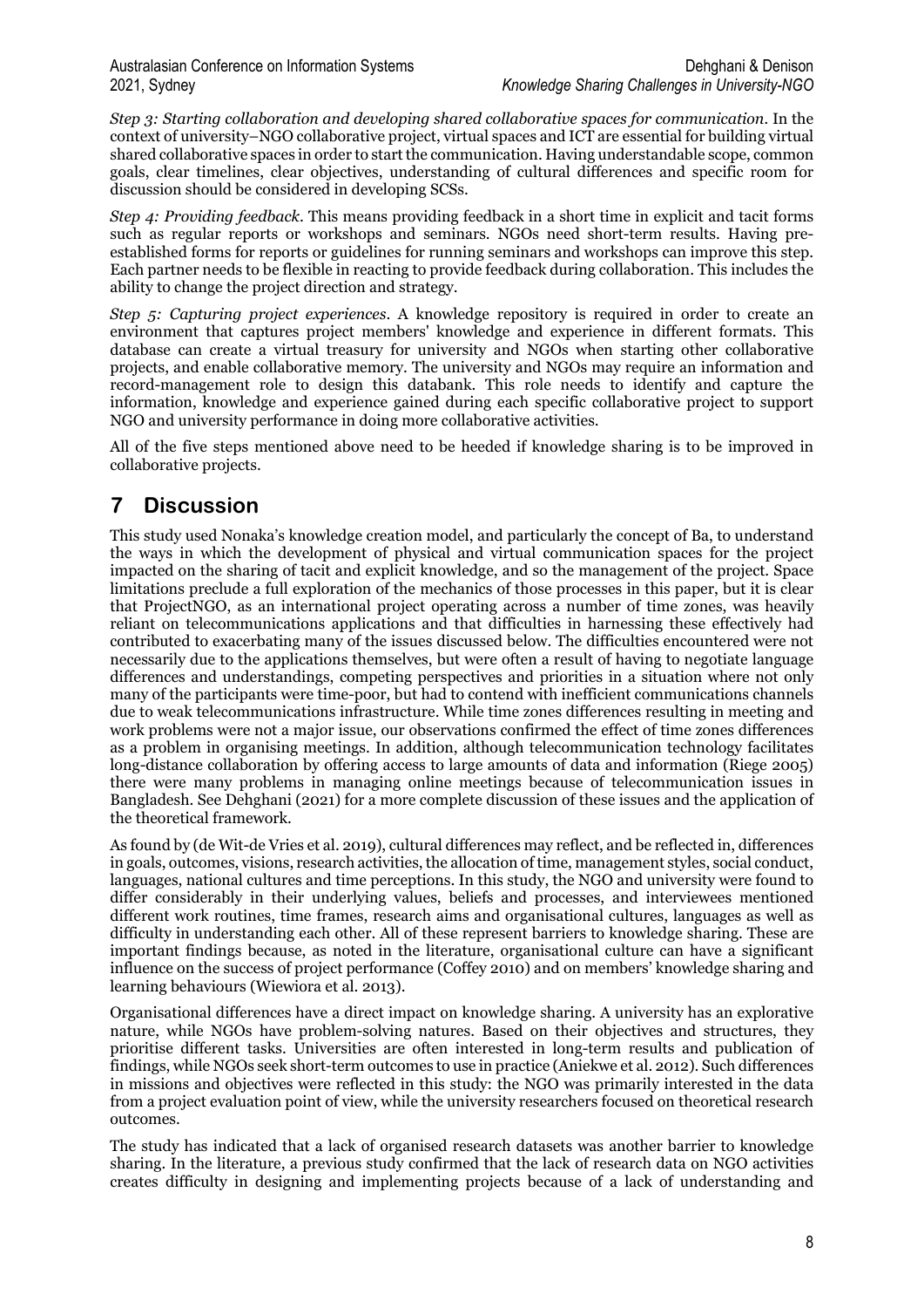*Step 3: Starting collaboration and developing shared collaborative spaces for communication.* In the context of university–NGO collaborative project, virtual spaces and ICT are essential for building virtual shared collaborative spaces in order to start the communication. Having understandable scope, common goals, clear timelines, clear objectives, understanding of cultural differences and specific room for discussion should be considered in developing SCSs.

*Step 4: Providing feedback.* This means providing feedback in a short time in explicit and tacit forms such as regular reports or workshops and seminars. NGOs need short-term results. Having pre-established forms for reports or guidelines for running seminars and workshops can improve this step. Each partner needs to be flexible in reacting to provide feedback during collaboration. This includes the ability to change the project direction and strategy.

*Step 5: Capturing project experiences.* A knowledge repository is required in order to create an environment that captures project members' knowledge and experience in different formats. This database can create a virtual treasury for university and NGOs when starting other collaborative projects, and enable collaborative memory. The university and NGOs may require an information and record-management role to design this databank. This role needs to identify and capture the information, knowledge and experience gained during each specific collaborative project to support NGO and university performance in doing more collaborative activities.

All of the five steps mentioned above need to be heeded if knowledge sharing is to be improved in collaborative projects.

## 7 Discussion

This study used Nonaka's knowledge creation model, and particularly the concept of Ba, to understand the ways in which the development of physical and virtual communication spaces for the project impacted on the sharing of tacit and explicit knowledge, and so the management of the project. Space limitations preclude a full exploration of the mechanics of those processes in this paper, but it is clear that ProjectNGO, as an international project operating across a number of time zones, was heavily reliant on telecommunications applications and that difficulties in harnessing these effectively had contributed to exacerbating many of the issues discussed below. The difficulties encountered were not necessarily due to the applications themselves, but were often a result of having to negotiate language differences and understandings, competing perspectives and priorities in a situation where not only many of the participants were time-poor, but had to contend with inefficient communications channels due to weak telecommunications infrastructure. While time zones differences resulting in meeting and work problems were not a major issue, our observations confirmed the effect of time zones differences as a problem in organising meetings. In addition, although telecommunication technology facilitates long-distance collaboration by offering access to large amounts of data and information (Riege 2005) there were many problems in managing online meetings because of telecommunication issues in Bangladesh. See Dehghani (2021) for a more complete discussion of these issues and the application of the theoretical framework.

As found by (de Wit-de Vries et al. 2019), cultural differences may reflect, and be reflected in, differences in goals, outcomes, visions, research activities, the allocation of time, management styles, social conduct, languages, national cultures and time perceptions. In this study, the NGO and university were found to differ considerably in their underlying values, beliefs and processes, and interviewees mentioned different work routines, time frames, research aims and organisational cultures, languages as well as difficulty in understanding each other. All of these represent barriers to knowledge sharing. These are important findings because, as noted in the literature, organisational culture can have a significant influence on the success of project performance (Coffey 2010) and on members' knowledge sharing and learning behaviours (Wiewiora et al. 2013).

Organisational differences have a direct impact on knowledge sharing. A university has an explorative nature, while NGOs have problem-solving natures. Based on their objectives and structures, they prioritise different tasks. Universities are often interested in long-term results and publication of findings, while NGOs seek short-term outcomes to use in practice (Aniekwe et al. 2012). Such differences in missions and objectives were reflected in this study: the NGO was primarily interested in the data from a project evaluation point of view, while the university researchers focused on theoretical research outcomes.

The study has indicated that a lack of organised research datasets was another barrier to knowledge sharing. In the literature, a previous study confirmed that the lack of research data on NGO activities creates difficulty in designing and implementing projects because of a lack of understanding and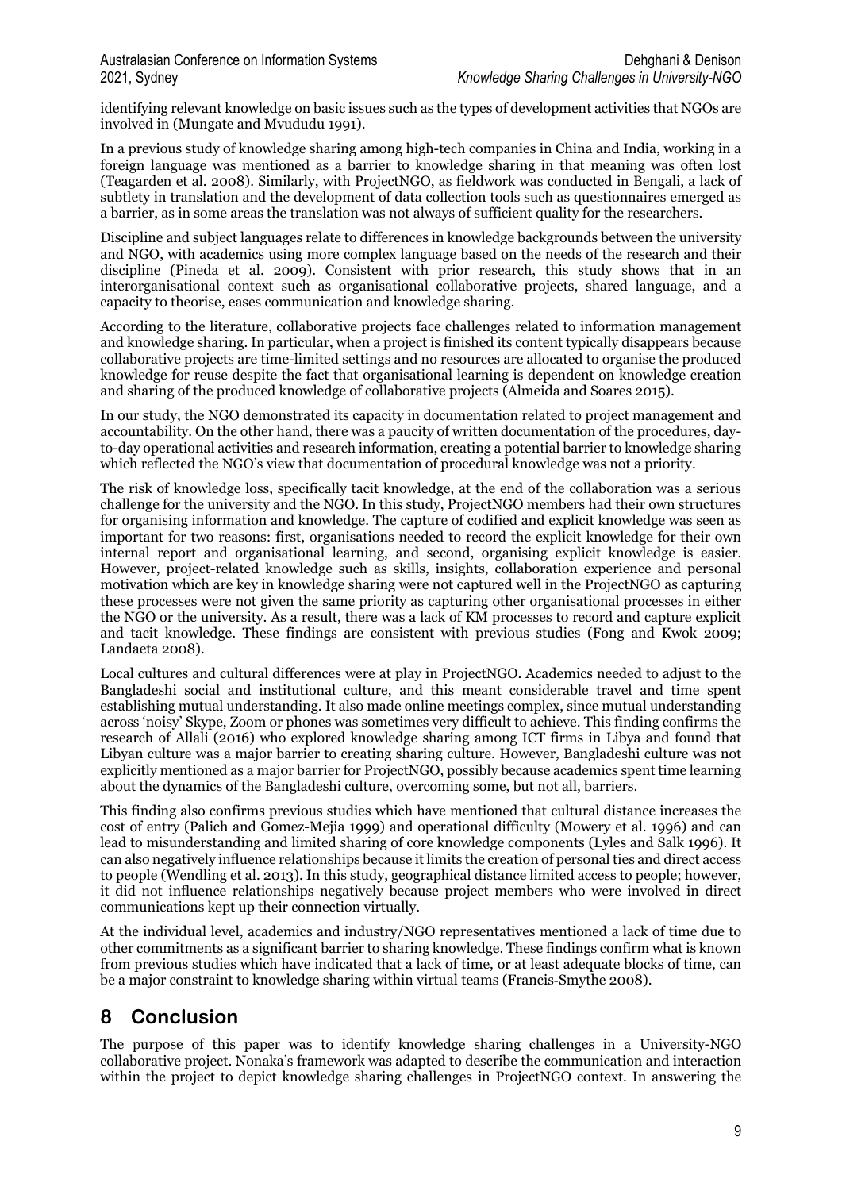identifying relevant knowledge on basic issues such as the types of development activities that NGOs are involved in (Mungate and Mvududu 1991).

In a previous study of knowledge sharing among high-tech companies in China and India, working in a foreign language was mentioned as a barrier to knowledge sharing in that meaning was often lost (Teagarden et al. 2008). Similarly, with ProjectNGO, as fieldwork was conducted in Bengali, a lack of subtlety in translation and the development of data collection tools such as questionnaires emerged as a barrier, as in some areas the translation was not always of sufficient quality for the researchers.

Discipline and subject languages relate to differences in knowledge backgrounds between the university and NGO, with academics using more complex language based on the needs of the research and their discipline (Pineda et al. 2009). Consistent with prior research, this study shows that in an interorganisational context such as organisational collaborative projects, shared language, and a capacity to theorise, eases communication and knowledge sharing.

According to the literature, collaborative projects face challenges related to information management and knowledge sharing. In particular, when a project is finished its content typically disappears because collaborative projects are time-limited settings and no resources are allocated to organise the produced knowledge for reuse despite the fact that organisational learning is dependent on knowledge creation and sharing of the produced knowledge of collaborative projects (Almeida and Soares 2015).

In our study, the NGO demonstrated its capacity in documentation related to project management and accountability. On the other hand, there was a paucity of written documentation of the procedures, day-to-day operational activities and research information, creating a potential barrier to knowledge sharing which reflected the NGO's view that documentation of procedural knowledge was not a priority.

The risk of knowledge loss, specifically tacit knowledge, at the end of the collaboration was a serious challenge for the university and the NGO. In this study, ProjectNGO members had their own structures for organising information and knowledge. The capture of codified and explicit knowledge was seen as important for two reasons: first, organisations needed to record the explicit knowledge for their own internal report and organisational learning, and second, organising explicit knowledge is easier. However, project-related knowledge such as skills, insights, collaboration experience and personal motivation which are key in knowledge sharing were not captured well in the ProjectNGO as capturing these processes were not given the same priority as capturing other organisational processes in either the NGO or the university. As a result, there was a lack of KM processes to record and capture explicit and tacit knowledge. These findings are consistent with previous studies (Fong and Kwok 2009; Landaeta 2008).

Local cultures and cultural differences were at play in ProjectNGO. Academics needed to adjust to the Bangladeshi social and institutional culture, and this meant considerable travel and time spent establishing mutual understanding. It also made online meetings complex, since mutual understanding across 'noisy' Skype, Zoom or phones was sometimes very difficult to achieve. This finding confirms the research of Allali (2016) who explored knowledge sharing among ICT firms in Libya and found that Libyan culture was a major barrier to creating sharing culture. However, Bangladeshi culture was not explicitly mentioned as a major barrier for ProjectNGO, possibly because academics spent time learning about the dynamics of the Bangladeshi culture, overcoming some, but not all, barriers.

This finding also confirms previous studies which have mentioned that cultural distance increases the cost of entry (Palich and Gomez-Mejia 1999) and operational difficulty (Mowery et al. 1996) and can lead to misunderstanding and limited sharing of core knowledge components (Lyles and Salk 1996). It can also negatively influence relationships because it limits the creation of personal ties and direct access to people (Wendling et al. 2013). In this study, geographical distance limited access to people; however, it did not influence relationships negatively because project members who were involved in direct communications kept up their connection virtually.

At the individual level, academics and industry/NGO representatives mentioned a lack of time due to other commitments as a significant barrier to sharing knowledge. These findings confirm what is known from previous studies which have indicated that a lack of time, or at least adequate blocks of time, can be a major constraint to knowledge sharing within virtual teams (Francis-Smythe 2008).

## 8 Conclusion

The purpose of this paper was to identify knowledge sharing challenges in a University-NGO collaborative project. Nonaka's framework was adapted to describe the communication and interaction within the project to depict knowledge sharing challenges in ProjectNGO context. In answering the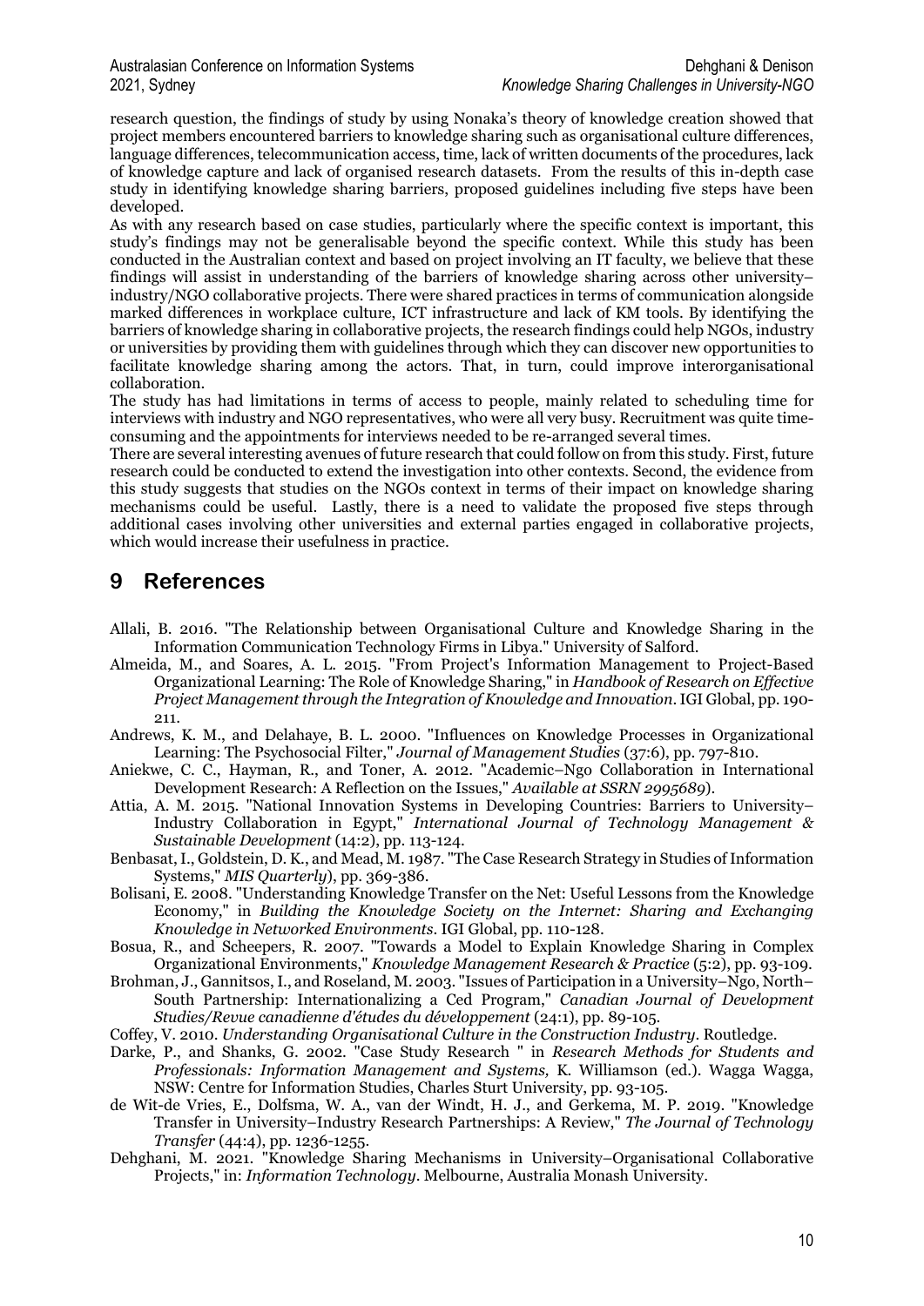research question, the findings of study by using Nonaka's theory of knowledge creation showed that project members encountered barriers to knowledge sharing such as organisational culture differences, language differences, telecommunication access, time, lack of written documents of the procedures, lack of knowledge capture and lack of organised research datasets. From the results of this in-depth case study in identifying knowledge sharing barriers, proposed guidelines including five steps have been developed.

As with any research based on case studies, particularly where the specific context is important, this study's findings may not be generalisable beyond the specific context. While this study has been conducted in the Australian context and based on project involving an IT faculty, we believe that these findings will assist in understanding of the barriers of knowledge sharing across other university–industry/NGO collaborative projects. There were shared practices in terms of communication alongside marked differences in workplace culture, ICT infrastructure and lack of KM tools. By identifying the barriers of knowledge sharing in collaborative projects, the research findings could help NGOs, industry or universities by providing them with guidelines through which they can discover new opportunities to facilitate knowledge sharing among the actors. That, in turn, could improve interorganisational collaboration.

The study has had limitations in terms of access to people, mainly related to scheduling time for interviews with industry and NGO representatives, who were all very busy. Recruitment was quite time-consuming and the appointments for interviews needed to be re-arranged several times.

There are several interesting avenues of future research that could follow on from this study. First, future research could be conducted to extend the investigation into other contexts. Second, the evidence from this study suggests that studies on the NGOs context in terms of their impact on knowledge sharing mechanisms could be useful. Lastly, there is a need to validate the proposed five steps through additional cases involving other universities and external parties engaged in collaborative projects, which would increase their usefulness in practice.

# 9 References

Allali, B. 2016. "The Relationship between Organisational Culture and Knowledge Sharing in the Information Communication Technology Firms in Libya." University of Salford.

Almeida, M., and Soares, A. L. 2015. "From Project's Information Management to Project-Based Organizational Learning: The Role of Knowledge Sharing," in *Handbook of Research on Effective Project Management through the Integration of Knowledge and Innovation*. IGI Global, pp. 190-211.

Andrews, K. M., and Delahaye, B. L. 2000. "Influences on Knowledge Processes in Organizational Learning: The Psychosocial Filter," *Journal of Management Studies* (37:6), pp. 797-810.

Aniekwe, C. C., Hayman, R., and Toner, A. 2012. "Academic–Ngo Collaboration in International Development Research: A Reflection on the Issues," *Available at SSRN 2995689*).

Attia, A. M. 2015. "National Innovation Systems in Developing Countries: Barriers to University–Industry Collaboration in Egypt," *International Journal of Technology Management & Sustainable Development* (14:2), pp. 113-124.

Benbasat, I., Goldstein, D. K., and Mead, M. 1987. "The Case Research Strategy in Studies of Information Systems," *MIS Quarterly*), pp. 369-386.

Bolisani, E. 2008. "Understanding Knowledge Transfer on the Net: Useful Lessons from the Knowledge Economy," in *Building the Knowledge Society on the Internet: Sharing and Exchanging Knowledge in Networked Environments*. IGI Global, pp. 110-128.

Bosua, R., and Scheepers, R. 2007. "Towards a Model to Explain Knowledge Sharing in Complex Organizational Environments," *Knowledge Management Research & Practice* (5:2), pp. 93-109.

Brohman, J., Gannitsos, I., and Roseland, M. 2003. "Issues of Participation in a University–Ngo, North–South Partnership: Internationalizing a Ced Program," *Canadian Journal of Development Studies/Revue canadienne d'études du développement* (24:1), pp. 89-105.

Coffey, V. 2010. *Understanding Organisational Culture in the Construction Industry*. Routledge.

Darke, P., and Shanks, G. 2002. "Case Study Research " in *Research Methods for Students and Professionals: Information Management and Systems,* K. Williamson (ed.). Wagga Wagga, NSW: Centre for Information Studies, Charles Sturt University, pp. 93-105.

de Wit-de Vries, E., Dolfsma, W. A., van der Windt, H. J., and Gerkema, M. P. 2019. "Knowledge Transfer in University–Industry Research Partnerships: A Review," *The Journal of Technology Transfer* (44:4), pp. 1236-1255.

Dehghani, M. 2021. "Knowledge Sharing Mechanisms in University–Organisational Collaborative Projects," in: *Information Technology*. Melbourne, Australia Monash University.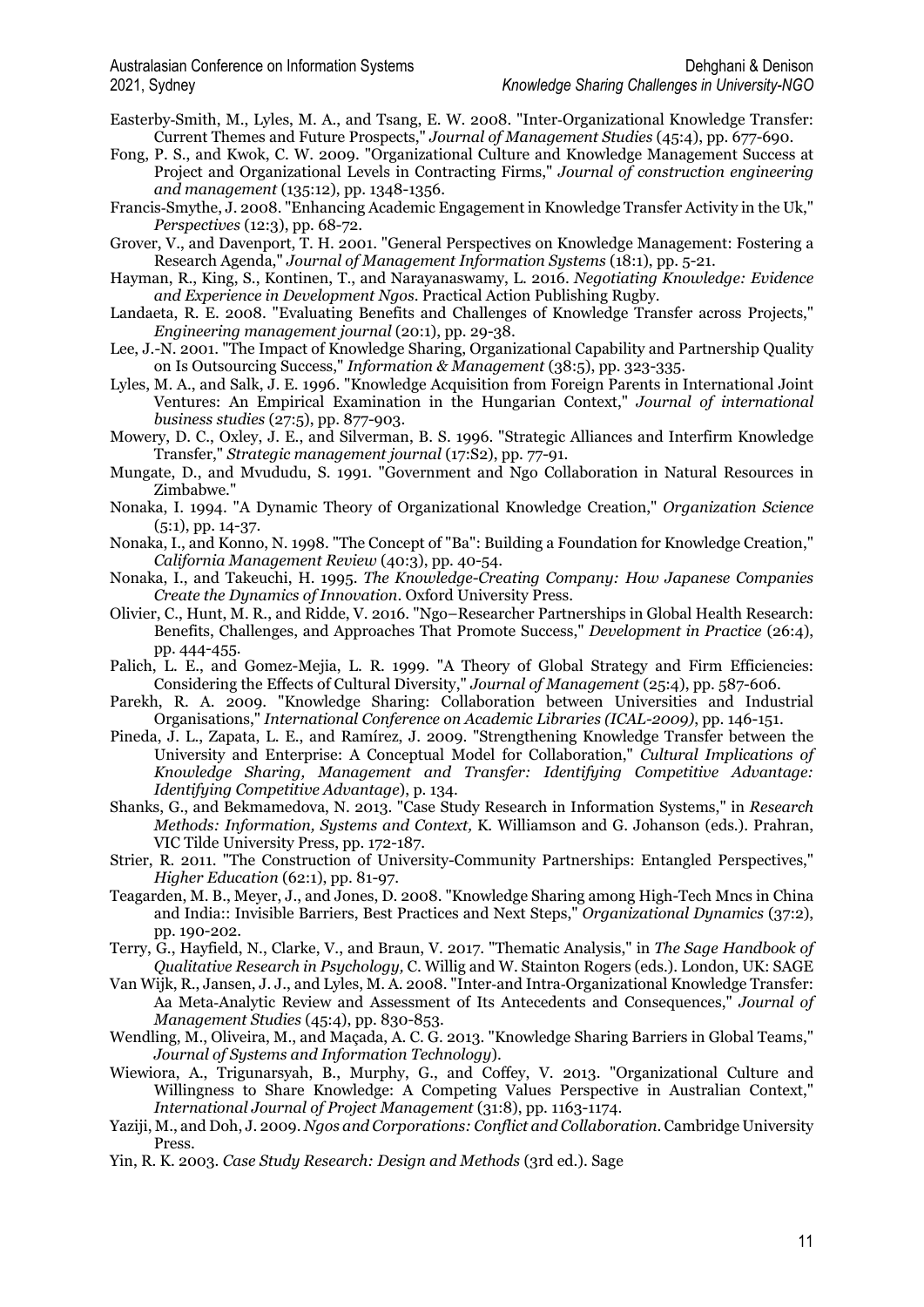Easterby-Smith, M., Lyles, M. A., and Tsang, E. W. 2008. "Inter-Organizational Knowledge Transfer: Current Themes and Future Prospects," *Journal of Management Studies* (45:4), pp. 677-690.

Fong, P. S., and Kwok, C. W. 2009. "Organizational Culture and Knowledge Management Success at Project and Organizational Levels in Contracting Firms," *Journal of construction engineering and management* (135:12), pp. 1348-1356.

Francis-Smythe, J. 2008. "Enhancing Academic Engagement in Knowledge Transfer Activity in the Uk," *Perspectives* (12:3), pp. 68-72.

Grover, V., and Davenport, T. H. 2001. "General Perspectives on Knowledge Management: Fostering a Research Agenda," *Journal of Management Information Systems* (18:1), pp. 5-21.

Hayman, R., King, S., Kontinen, T., and Narayanaswamy, L. 2016. *Negotiating Knowledge: Evidence and Experience in Development Ngos*. Practical Action Publishing Rugby.

Landaeta, R. E. 2008. "Evaluating Benefits and Challenges of Knowledge Transfer across Projects," *Engineering management journal* (20:1), pp. 29-38.

Lee, J.-N. 2001. "The Impact of Knowledge Sharing, Organizational Capability and Partnership Quality on Is Outsourcing Success," *Information & Management* (38:5), pp. 323-335.

Lyles, M. A., and Salk, J. E. 1996. "Knowledge Acquisition from Foreign Parents in International Joint Ventures: An Empirical Examination in the Hungarian Context," *Journal of international business studies* (27:5), pp. 877-903.

Mowery, D. C., Oxley, J. E., and Silverman, B. S. 1996. "Strategic Alliances and Interfirm Knowledge Transfer," *Strategic management journal* (17:S2), pp. 77-91.

Mungate, D., and Mvududu, S. 1991. "Government and Ngo Collaboration in Natural Resources in Zimbabwe."

Nonaka, I. 1994. "A Dynamic Theory of Organizational Knowledge Creation," *Organization Science* (5:1), pp. 14-37.

Nonaka, I., and Konno, N. 1998. "The Concept of "Ba": Building a Foundation for Knowledge Creation," *California Management Review* (40:3), pp. 40-54.

Nonaka, I., and Takeuchi, H. 1995. *The Knowledge-Creating Company: How Japanese Companies Create the Dynamics of Innovation*. Oxford University Press.

Olivier, C., Hunt, M. R., and Ridde, V. 2016. "Ngo–Researcher Partnerships in Global Health Research: Benefits, Challenges, and Approaches That Promote Success," *Development in Practice* (26:4), pp. 444-455.

Palich, L. E., and Gomez-Mejia, L. R. 1999. "A Theory of Global Strategy and Firm Efficiencies: Considering the Effects of Cultural Diversity," *Journal of Management* (25:4), pp. 587-606.

Parekh, R. A. 2009. "Knowledge Sharing: Collaboration between Universities and Industrial Organisations," *International Conference on Academic Libraries (ICAL-2009)*, pp. 146-151.

Pineda, J. L., Zapata, L. E., and Ramírez, J. 2009. "Strengthening Knowledge Transfer between the University and Enterprise: A Conceptual Model for Collaboration," *Cultural Implications of Knowledge Sharing, Management and Transfer: Identifying Competitive Advantage: Identifying Competitive Advantage*), p. 134.

Shanks, G., and Bekmamedova, N. 2013. "Case Study Research in Information Systems," in *Research Methods: Information, Systems and Context,* K. Williamson and G. Johanson (eds.). Prahran, VIC Tilde University Press, pp. 172-187.

Strier, R. 2011. "The Construction of University-Community Partnerships: Entangled Perspectives," *Higher Education* (62:1), pp. 81-97.

Teagarden, M. B., Meyer, J., and Jones, D. 2008. "Knowledge Sharing among High-Tech Mncs in China and India:: Invisible Barriers, Best Practices and Next Steps," *Organizational Dynamics* (37:2), pp. 190-202.

Terry, G., Hayfield, N., Clarke, V., and Braun, V. 2017. "Thematic Analysis," in *The Sage Handbook of Qualitative Research in Psychology,* C. Willig and W. Stainton Rogers (eds.). London, UK: SAGE

Van Wijk, R., Jansen, J. J., and Lyles, M. A. 2008. "Inter-and Intra-Organizational Knowledge Transfer: Aa Meta-Analytic Review and Assessment of Its Antecedents and Consequences," *Journal of Management Studies* (45:4), pp. 830-853.

Wendling, M., Oliveira, M., and Maçada, A. C. G. 2013. "Knowledge Sharing Barriers in Global Teams," *Journal of Systems and Information Technology*).

Wiewiora, A., Trigunarsyah, B., Murphy, G., and Coffey, V. 2013. "Organizational Culture and Willingness to Share Knowledge: A Competing Values Perspective in Australian Context," *International Journal of Project Management* (31:8), pp. 1163-1174.

Yaziji, M., and Doh, J. 2009. *Ngos and Corporations: Conflict and Collaboration*. Cambridge University Press.

Yin, R. K. 2003. *Case Study Research: Design and Methods* (3rd ed.). Sage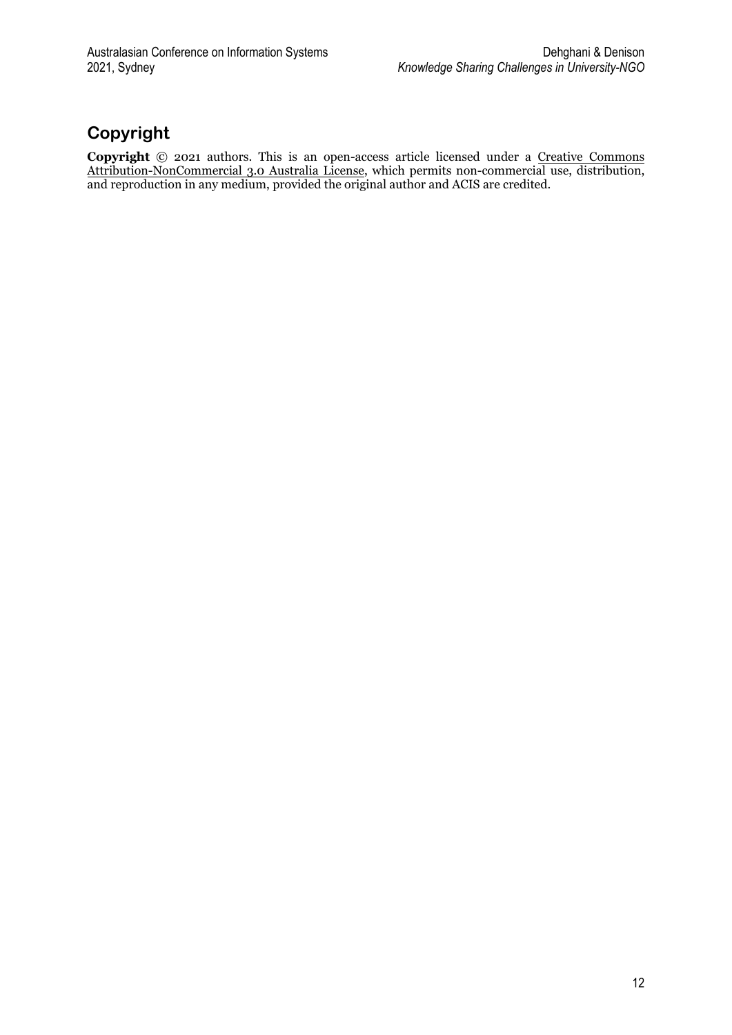# Copyright

**Copyright** © 2021 authors. This is an open-access article licensed under a Creative Commons Attribution-NonCommercial 3.0 Australia License, which permits non-commercial use, distribution, and reproduction in any medium, provided the original author and ACIS are credited.